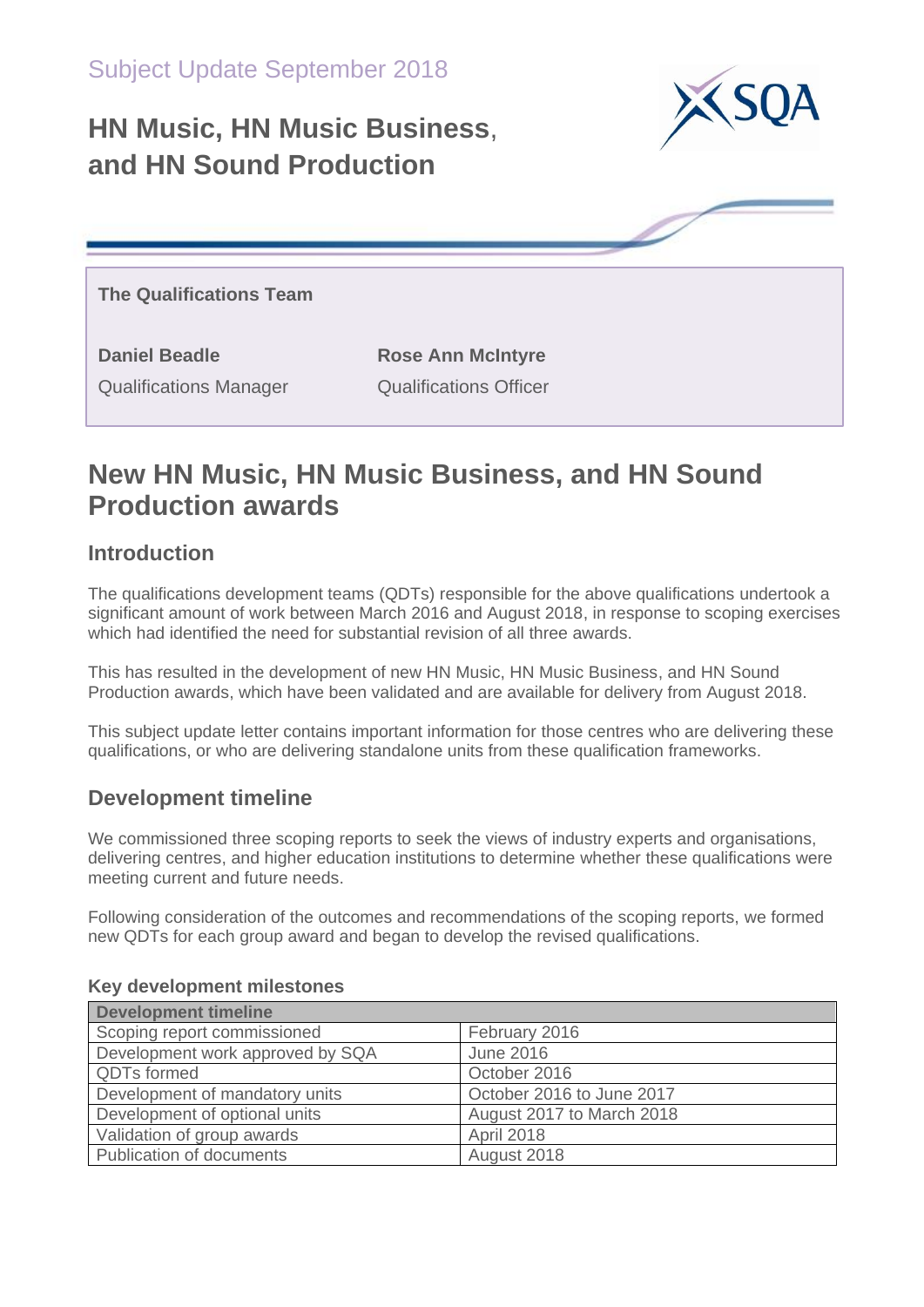Subject Update September 2018

# HN Music, HN Music Business, and HN Sound Production

**The Qualifications Team**

**Daniel Beadle**
Qualifications Manager

**Rose Ann McIntyre**
Qualifications Officer

## New HN Music, HN Music Business, and HN Sound Production awards

### Introduction

The qualifications development teams (QDTs) responsible for the above qualifications undertook a significant amount of work between March 2016 and August 2018, in response to scoping exercises which had identified the need for substantial revision of all three awards.

This has resulted in the development of new HN Music, HN Music Business, and HN Sound Production awards, which have been validated and are available for delivery from August 2018.

This subject update letter contains important information for those centres who are delivering these qualifications, or who are delivering standalone units from these qualification frameworks.

### Development timeline

We commissioned three scoping reports to seek the views of industry experts and organisations, delivering centres, and higher education institutions to determine whether these qualifications were meeting current and future needs.

Following consideration of the outcomes and recommendations of the scoping reports, we formed new QDTs for each group award and began to develop the revised qualifications.

#### Key development milestones

| Development timeline | |
|---|---|
| Scoping report commissioned | February 2016 |
| Development work approved by SQA | June 2016 |
| QDTs formed | October 2016 |
| Development of mandatory units | October 2016 to June 2017 |
| Development of optional units | August 2017 to March 2018 |
| Validation of group awards | April 2018 |
| Publication of documents | August 2018 |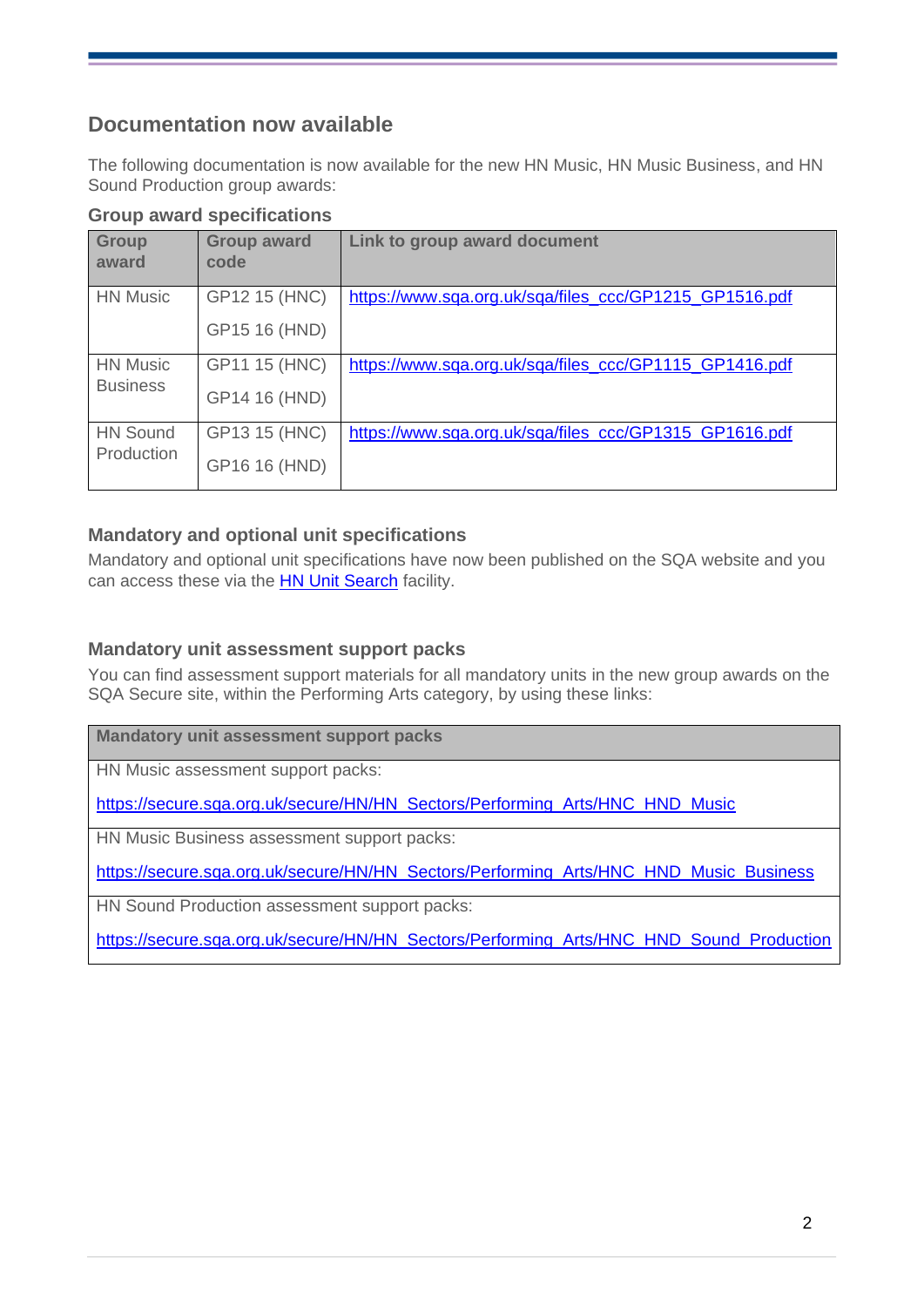## Documentation now available

The following documentation is now available for the new HN Music, HN Music Business, and HN Sound Production group awards:

### Group award specifications

| Group award | Group award code | Link to group award document |
|---|---|---|
| HN Music | GP12 15 (HNC)<br>GP15 16 (HND) | https://www.sqa.org.uk/sqa/files_ccc/GP1215_GP1516.pdf |
| HN Music Business | GP11 15 (HNC)<br>GP14 16 (HND) | https://www.sqa.org.uk/sqa/files_ccc/GP1115_GP1416.pdf |
| HN Sound Production | GP13 15 (HNC)<br>GP16 16 (HND) | https://www.sqa.org.uk/sqa/files_ccc/GP1315_GP1616.pdf |

### Mandatory and optional unit specifications

Mandatory and optional unit specifications have now been published on the SQA website and you can access these via the HN Unit Search facility.

### Mandatory unit assessment support packs

You can find assessment support materials for all mandatory units in the new group awards on the SQA Secure site, within the Performing Arts category, by using these links:

| Mandatory unit assessment support packs |
|---|
| HN Music assessment support packs:<br>https://secure.sqa.org.uk/secure/HN/HN_Sectors/Performing_Arts/HNC_HND_Music |
| HN Music Business assessment support packs:<br>https://secure.sqa.org.uk/secure/HN/HN_Sectors/Performing_Arts/HNC_HND_Music_Business |
| HN Sound Production assessment support packs:<br>https://secure.sqa.org.uk/secure/HN/HN_Sectors/Performing_Arts/HNC_HND_Sound_Production |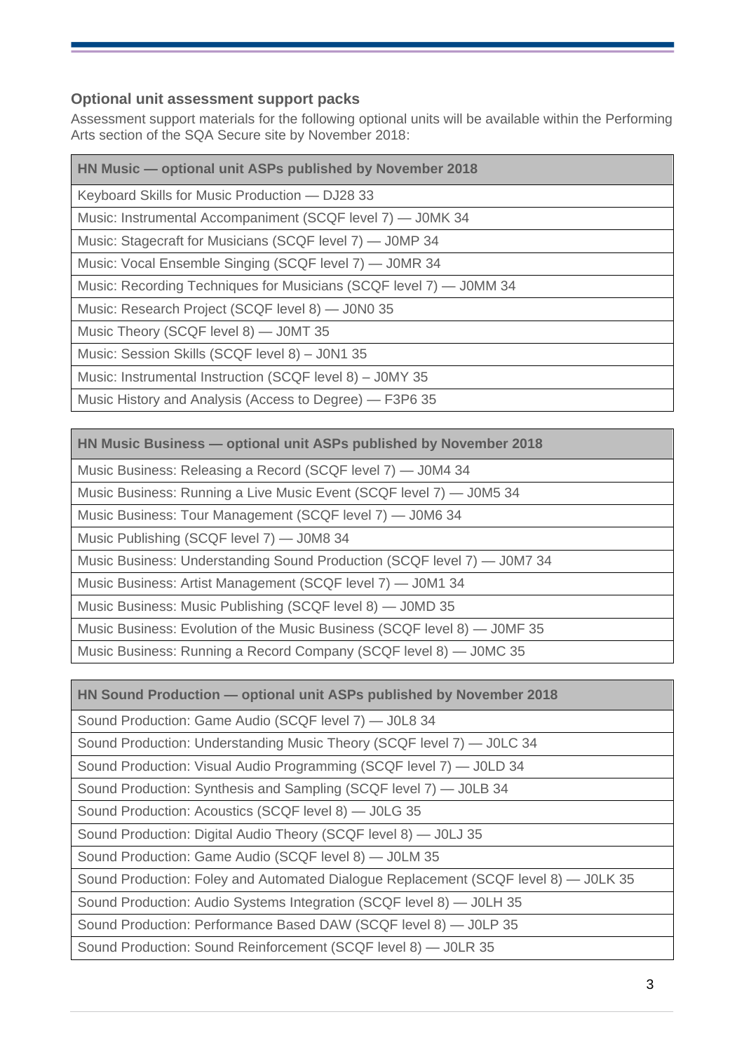### Optional unit assessment support packs

Assessment support materials for the following optional units will be available within the Performing Arts section of the SQA Secure site by November 2018:

| HN Music — optional unit ASPs published by November 2018 |
|---|
| Keyboard Skills for Music Production — DJ28 33 |
| Music: Instrumental Accompaniment (SCQF level 7) — J0MK 34 |
| Music: Stagecraft for Musicians (SCQF level 7) — J0MP 34 |
| Music: Vocal Ensemble Singing (SCQF level 7) — J0MR 34 |
| Music: Recording Techniques for Musicians (SCQF level 7) — J0MM 34 |
| Music: Research Project (SCQF level 8) — J0N0 35 |
| Music Theory (SCQF level 8) — J0MT 35 |
| Music: Session Skills (SCQF level 8) – J0N1 35 |
| Music: Instrumental Instruction (SCQF level 8) – J0MY 35 |
| Music History and Analysis (Access to Degree) — F3P6 35 |

| HN Music Business — optional unit ASPs published by November 2018 |
|---|
| Music Business: Releasing a Record (SCQF level 7) — J0M4 34 |
| Music Business: Running a Live Music Event (SCQF level 7) — J0M5 34 |
| Music Business: Tour Management (SCQF level 7) — J0M6 34 |
| Music Publishing (SCQF level 7) — J0M8 34 |
| Music Business: Understanding Sound Production (SCQF level 7) — J0M7 34 |
| Music Business: Artist Management (SCQF level 7) — J0M1 34 |
| Music Business: Music Publishing (SCQF level 8) — J0MD 35 |
| Music Business: Evolution of the Music Business (SCQF level 8) — J0MF 35 |
| Music Business: Running a Record Company (SCQF level 8) — J0MC 35 |

| HN Sound Production — optional unit ASPs published by November 2018 |
|---|
| Sound Production: Game Audio (SCQF level 7) — J0L8 34 |
| Sound Production: Understanding Music Theory (SCQF level 7) — J0LC 34 |
| Sound Production: Visual Audio Programming (SCQF level 7) — J0LD 34 |
| Sound Production: Synthesis and Sampling (SCQF level 7) — J0LB 34 |
| Sound Production: Acoustics (SCQF level 8) — J0LG 35 |
| Sound Production: Digital Audio Theory (SCQF level 8) — J0LJ 35 |
| Sound Production: Game Audio (SCQF level 8) — J0LM 35 |
| Sound Production: Foley and Automated Dialogue Replacement (SCQF level 8) — J0LK 35 |
| Sound Production: Audio Systems Integration (SCQF level 8) — J0LH 35 |
| Sound Production: Performance Based DAW (SCQF level 8) — J0LP 35 |
| Sound Production: Sound Reinforcement (SCQF level 8) — J0LR 35 |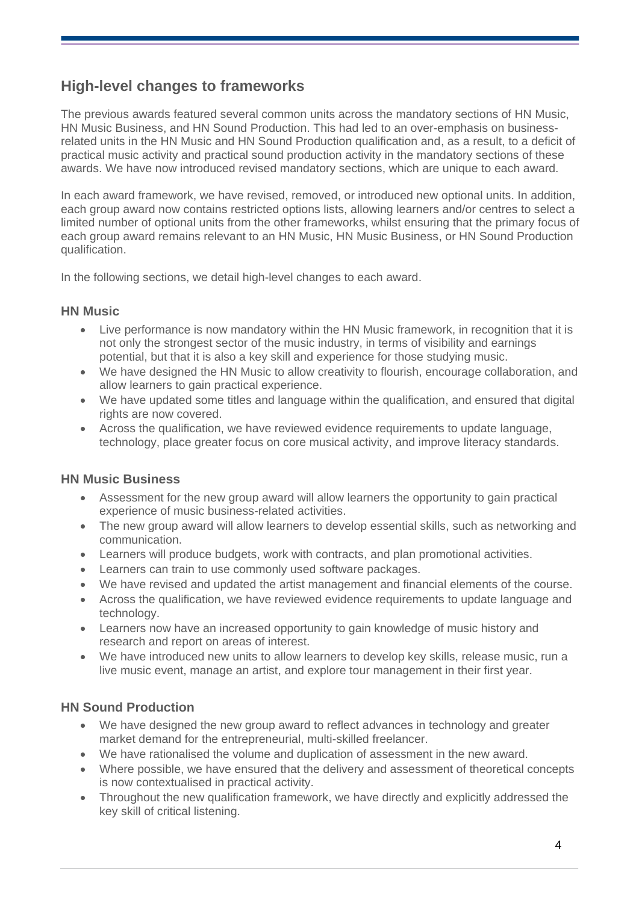## High-level changes to frameworks

The previous awards featured several common units across the mandatory sections of HN Music, HN Music Business, and HN Sound Production. This had led to an over-emphasis on business-related units in the HN Music and HN Sound Production qualification and, as a result, to a deficit of practical music activity and practical sound production activity in the mandatory sections of these awards. We have now introduced revised mandatory sections, which are unique to each award.

In each award framework, we have revised, removed, or introduced new optional units. In addition, each group award now contains restricted options lists, allowing learners and/or centres to select a limited number of optional units from the other frameworks, whilst ensuring that the primary focus of each group award remains relevant to an HN Music, HN Music Business, or HN Sound Production qualification.

In the following sections, we detail high-level changes to each award.

### HN Music

- Live performance is now mandatory within the HN Music framework, in recognition that it is not only the strongest sector of the music industry, in terms of visibility and earnings potential, but that it is also a key skill and experience for those studying music.
- We have designed the HN Music to allow creativity to flourish, encourage collaboration, and allow learners to gain practical experience.
- We have updated some titles and language within the qualification, and ensured that digital rights are now covered.
- Across the qualification, we have reviewed evidence requirements to update language, technology, place greater focus on core musical activity, and improve literacy standards.

### HN Music Business

- Assessment for the new group award will allow learners the opportunity to gain practical experience of music business-related activities.
- The new group award will allow learners to develop essential skills, such as networking and communication.
- Learners will produce budgets, work with contracts, and plan promotional activities.
- Learners can train to use commonly used software packages.
- We have revised and updated the artist management and financial elements of the course.
- Across the qualification, we have reviewed evidence requirements to update language and technology.
- Learners now have an increased opportunity to gain knowledge of music history and research and report on areas of interest.
- We have introduced new units to allow learners to develop key skills, release music, run a live music event, manage an artist, and explore tour management in their first year.

### HN Sound Production

- We have designed the new group award to reflect advances in technology and greater market demand for the entrepreneurial, multi-skilled freelancer.
- We have rationalised the volume and duplication of assessment in the new award.
- Where possible, we have ensured that the delivery and assessment of theoretical concepts is now contextualised in practical activity.
- Throughout the new qualification framework, we have directly and explicitly addressed the key skill of critical listening.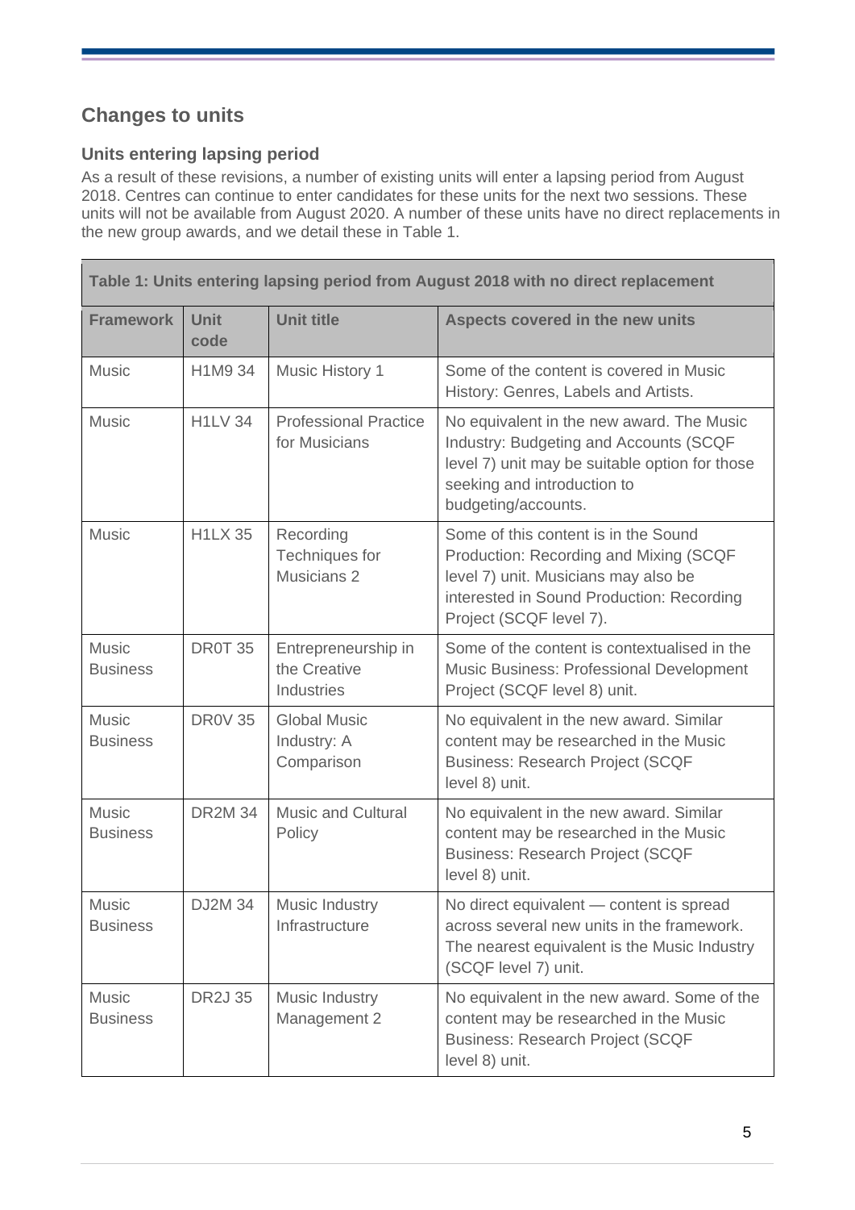## Changes to units

### Units entering lapsing period

As a result of these revisions, a number of existing units will enter a lapsing period from August 2018. Centres can continue to enter candidates for these units for the next two sessions. These units will not be available from August 2020. A number of these units have no direct replacements in the new group awards, and we detail these in Table 1.

| Table 1: Units entering lapsing period from August 2018 with no direct replacement | | | |
|---|---|---|---|
| **Framework** | **Unit code** | **Unit title** | **Aspects covered in the new units** |
| Music | H1M9 34 | Music History 1 | Some of the content is covered in Music History: Genres, Labels and Artists. |
| Music | H1LV 34 | Professional Practice for Musicians | No equivalent in the new award. The Music Industry: Budgeting and Accounts (SCQF level 7) unit may be suitable option for those seeking and introduction to budgeting/accounts. |
| Music | H1LX 35 | Recording Techniques for Musicians 2 | Some of this content is in the Sound Production: Recording and Mixing (SCQF level 7) unit. Musicians may also be interested in Sound Production: Recording Project (SCQF level 7). |
| Music Business | DR0T 35 | Entrepreneurship in the Creative Industries | Some of the content is contextualised in the Music Business: Professional Development Project (SCQF level 8) unit. |
| Music Business | DR0V 35 | Global Music Industry: A Comparison | No equivalent in the new award. Similar content may be researched in the Music Business: Research Project (SCQF level 8) unit. |
| Music Business | DR2M 34 | Music and Cultural Policy | No equivalent in the new award. Similar content may be researched in the Music Business: Research Project (SCQF level 8) unit. |
| Music Business | DJ2M 34 | Music Industry Infrastructure | No direct equivalent — content is spread across several new units in the framework. The nearest equivalent is the Music Industry (SCQF level 7) unit. |
| Music Business | DR2J 35 | Music Industry Management 2 | No equivalent in the new award. Some of the content may be researched in the Music Business: Research Project (SCQF level 8) unit. |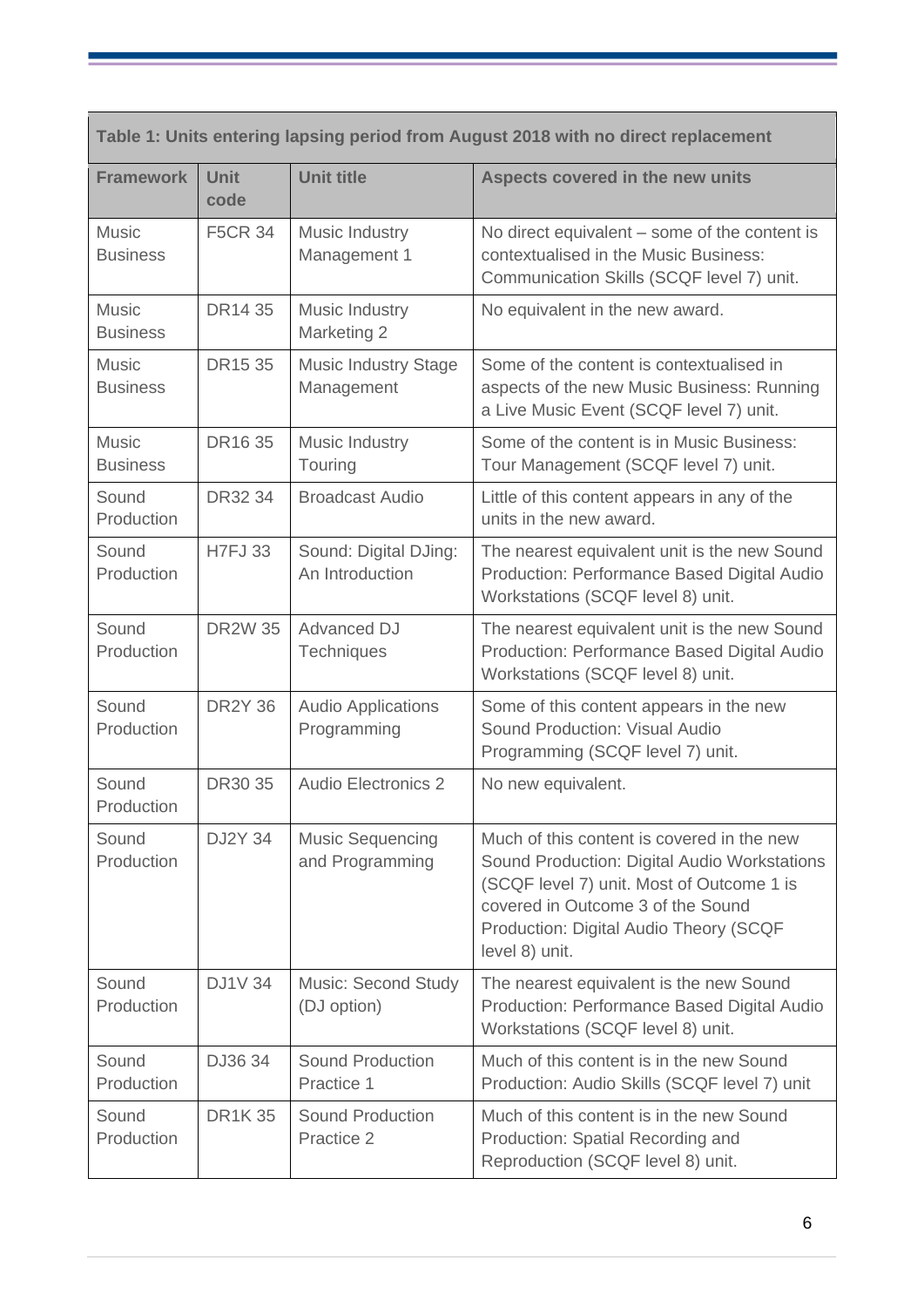| Table 1: Units entering lapsing period from August 2018 with no direct replacement | | | |
|---|---|---|---|
| **Framework** | **Unit code** | **Unit title** | **Aspects covered in the new units** |
| Music Business | F5CR 34 | Music Industry Management 1 | No direct equivalent – some of the content is contextualised in the Music Business: Communication Skills (SCQF level 7) unit. |
| Music Business | DR14 35 | Music Industry Marketing 2 | No equivalent in the new award. |
| Music Business | DR15 35 | Music Industry Stage Management | Some of the content is contextualised in aspects of the new Music Business: Running a Live Music Event (SCQF level 7) unit. |
| Music Business | DR16 35 | Music Industry Touring | Some of the content is in Music Business: Tour Management (SCQF level 7) unit. |
| Sound Production | DR32 34 | Broadcast Audio | Little of this content appears in any of the units in the new award. |
| Sound Production | H7FJ 33 | Sound: Digital DJing: An Introduction | The nearest equivalent unit is the new Sound Production: Performance Based Digital Audio Workstations (SCQF level 8) unit. |
| Sound Production | DR2W 35 | Advanced DJ Techniques | The nearest equivalent unit is the new Sound Production: Performance Based Digital Audio Workstations (SCQF level 8) unit. |
| Sound Production | DR2Y 36 | Audio Applications Programming | Some of this content appears in the new Sound Production: Visual Audio Programming (SCQF level 7) unit. |
| Sound Production | DR30 35 | Audio Electronics 2 | No new equivalent. |
| Sound Production | DJ2Y 34 | Music Sequencing and Programming | Much of this content is covered in the new Sound Production: Digital Audio Workstations (SCQF level 7) unit. Most of Outcome 1 is covered in Outcome 3 of the Sound Production: Digital Audio Theory (SCQF level 8) unit. |
| Sound Production | DJ1V 34 | Music: Second Study (DJ option) | The nearest equivalent is the new Sound Production: Performance Based Digital Audio Workstations (SCQF level 8) unit. |
| Sound Production | DJ36 34 | Sound Production Practice 1 | Much of this content is in the new Sound Production: Audio Skills (SCQF level 7) unit |
| Sound Production | DR1K 35 | Sound Production Practice 2 | Much of this content is in the new Sound Production: Spatial Recording and Reproduction (SCQF level 8) unit. |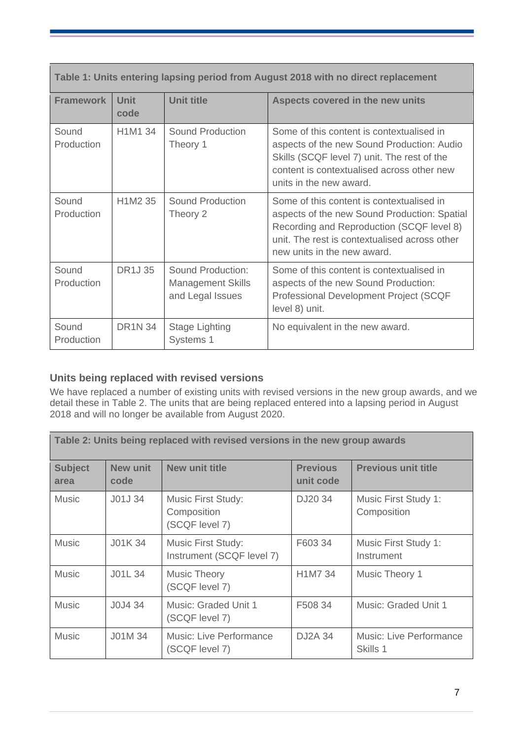| Table 1: Units entering lapsing period from August 2018 with no direct replacement | | | |
|---|---|---|---|
| **Framework** | **Unit code** | **Unit title** | **Aspects covered in the new units** |
| Sound Production | H1M1 34 | Sound Production Theory 1 | Some of this content is contextualised in aspects of the new Sound Production: Audio Skills (SCQF level 7) unit. The rest of the content is contextualised across other new units in the new award. |
| Sound Production | H1M2 35 | Sound Production Theory 2 | Some of this content is contextualised in aspects of the new Sound Production: Spatial Recording and Reproduction (SCQF level 8) unit. The rest is contextualised across other new units in the new award. |
| Sound Production | DR1J 35 | Sound Production: Management Skills and Legal Issues | Some of this content is contextualised in aspects of the new Sound Production: Professional Development Project (SCQF level 8) unit. |
| Sound Production | DR1N 34 | Stage Lighting Systems 1 | No equivalent in the new award. |

### Units being replaced with revised versions

We have replaced a number of existing units with revised versions in the new group awards, and we detail these in Table 2. The units that are being replaced entered into a lapsing period in August 2018 and will no longer be available from August 2020.

| Table 2: Units being replaced with revised versions in the new group awards | | | | |
|---|---|---|---|---|
| **Subject area** | **New unit code** | **New unit title** | **Previous unit code** | **Previous unit title** |
| Music | J01J 34 | Music First Study: Composition (SCQF level 7) | DJ20 34 | Music First Study 1: Composition |
| Music | J01K 34 | Music First Study: Instrument (SCQF level 7) | F603 34 | Music First Study 1: Instrument |
| Music | J01L 34 | Music Theory (SCQF level 7) | H1M7 34 | Music Theory 1 |
| Music | J0J4 34 | Music: Graded Unit 1 (SCQF level 7) | F508 34 | Music: Graded Unit 1 |
| Music | J01M 34 | Music: Live Performance (SCQF level 7) | DJ2A 34 | Music: Live Performance Skills 1 |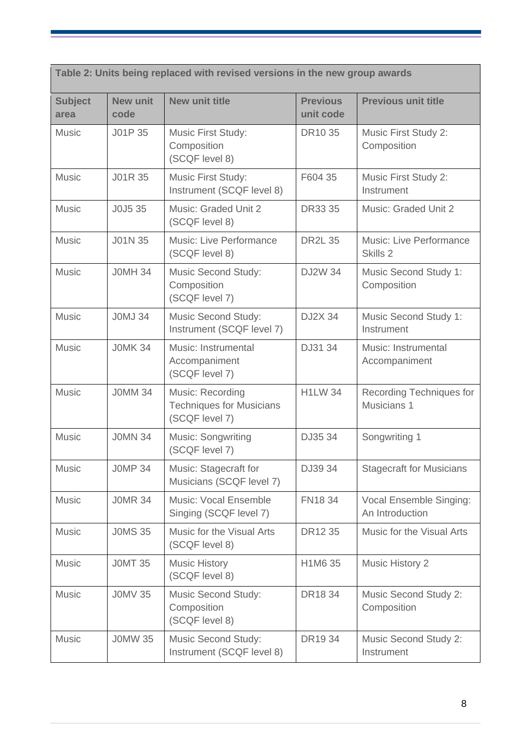**Table 2: Units being replaced with revised versions in the new group awards**

| Subject area | New unit code | New unit title | Previous unit code | Previous unit title |
|---|---|---|---|---|
| Music | J01P 35 | Music First Study: Composition (SCQF level 8) | DR10 35 | Music First Study 2: Composition |
| Music | J01R 35 | Music First Study: Instrument (SCQF level 8) | F604 35 | Music First Study 2: Instrument |
| Music | J0J5 35 | Music: Graded Unit 2 (SCQF level 8) | DR33 35 | Music: Graded Unit 2 |
| Music | J01N 35 | Music: Live Performance (SCQF level 8) | DR2L 35 | Music: Live Performance Skills 2 |
| Music | J0MH 34 | Music Second Study: Composition (SCQF level 7) | DJ2W 34 | Music Second Study 1: Composition |
| Music | J0MJ 34 | Music Second Study: Instrument (SCQF level 7) | DJ2X 34 | Music Second Study 1: Instrument |
| Music | J0MK 34 | Music: Instrumental Accompaniment (SCQF level 7) | DJ31 34 | Music: Instrumental Accompaniment |
| Music | J0MM 34 | Music: Recording Techniques for Musicians (SCQF level 7) | H1LW 34 | Recording Techniques for Musicians 1 |
| Music | J0MN 34 | Music: Songwriting (SCQF level 7) | DJ35 34 | Songwriting 1 |
| Music | J0MP 34 | Music: Stagecraft for Musicians (SCQF level 7) | DJ39 34 | Stagecraft for Musicians |
| Music | J0MR 34 | Music: Vocal Ensemble Singing (SCQF level 7) | FN18 34 | Vocal Ensemble Singing: An Introduction |
| Music | J0MS 35 | Music for the Visual Arts (SCQF level 8) | DR12 35 | Music for the Visual Arts |
| Music | J0MT 35 | Music History (SCQF level 8) | H1M6 35 | Music History 2 |
| Music | J0MV 35 | Music Second Study: Composition (SCQF level 8) | DR18 34 | Music Second Study 2: Composition |
| Music | J0MW 35 | Music Second Study: Instrument (SCQF level 8) | DR19 34 | Music Second Study 2: Instrument |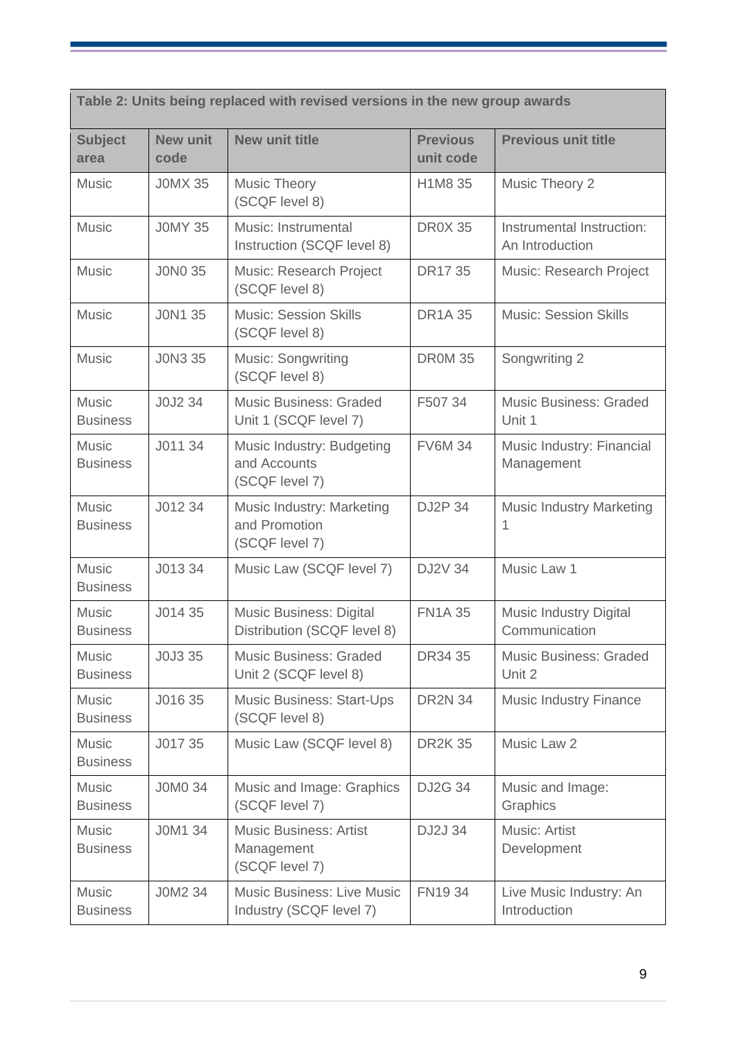| Table 2: Units being replaced with revised versions in the new group awards | | | | |
|---|---|---|---|---|
| **Subject area** | **New unit code** | **New unit title** | **Previous unit code** | **Previous unit title** |
| Music | J0MX 35 | Music Theory (SCQF level 8) | H1M8 35 | Music Theory 2 |
| Music | J0MY 35 | Music: Instrumental Instruction (SCQF level 8) | DR0X 35 | Instrumental Instruction: An Introduction |
| Music | J0N0 35 | Music: Research Project (SCQF level 8) | DR17 35 | Music: Research Project |
| Music | J0N1 35 | Music: Session Skills (SCQF level 8) | DR1A 35 | Music: Session Skills |
| Music | J0N3 35 | Music: Songwriting (SCQF level 8) | DR0M 35 | Songwriting 2 |
| Music Business | J0J2 34 | Music Business: Graded Unit 1 (SCQF level 7) | F507 34 | Music Business: Graded Unit 1 |
| Music Business | J011 34 | Music Industry: Budgeting and Accounts (SCQF level 7) | FV6M 34 | Music Industry: Financial Management |
| Music Business | J012 34 | Music Industry: Marketing and Promotion (SCQF level 7) | DJ2P 34 | Music Industry Marketing 1 |
| Music Business | J013 34 | Music Law (SCQF level 7) | DJ2V 34 | Music Law 1 |
| Music Business | J014 35 | Music Business: Digital Distribution (SCQF level 8) | FN1A 35 | Music Industry Digital Communication |
| Music Business | J0J3 35 | Music Business: Graded Unit 2 (SCQF level 8) | DR34 35 | Music Business: Graded Unit 2 |
| Music Business | J016 35 | Music Business: Start-Ups (SCQF level 8) | DR2N 34 | Music Industry Finance |
| Music Business | J017 35 | Music Law (SCQF level 8) | DR2K 35 | Music Law 2 |
| Music Business | J0M0 34 | Music and Image: Graphics (SCQF level 7) | DJ2G 34 | Music and Image: Graphics |
| Music Business | J0M1 34 | Music Business: Artist Management (SCQF level 7) | DJ2J 34 | Music: Artist Development |
| Music Business | J0M2 34 | Music Business: Live Music Industry (SCQF level 7) | FN19 34 | Live Music Industry: An Introduction |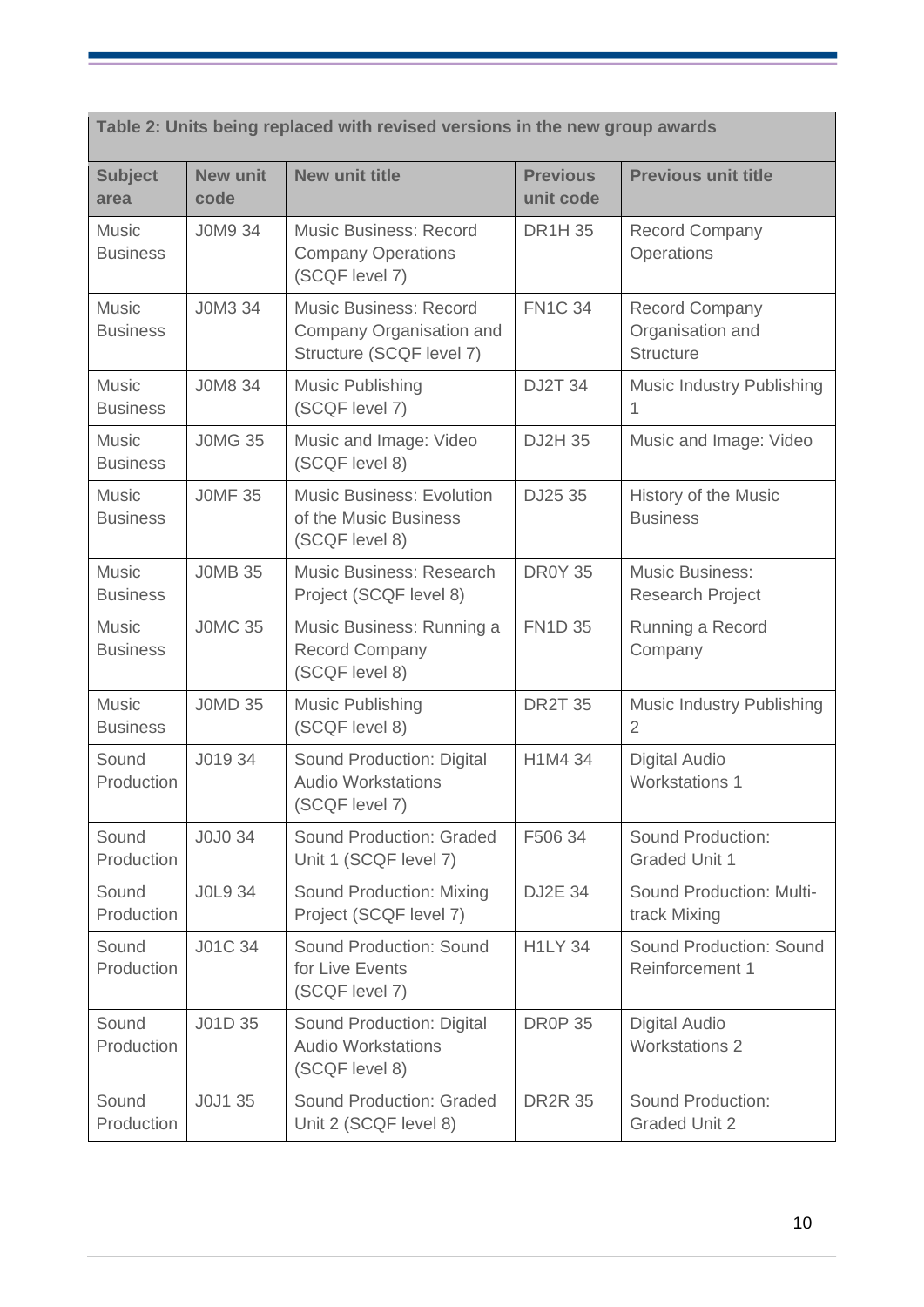| Table 2: Units being replaced with revised versions in the new group awards | | | | |
|---|---|---|---|---|
| **Subject area** | **New unit code** | **New unit title** | **Previous unit code** | **Previous unit title** |
| Music Business | J0M9 34 | Music Business: Record Company Operations (SCQF level 7) | DR1H 35 | Record Company Operations |
| Music Business | J0M3 34 | Music Business: Record Company Organisation and Structure (SCQF level 7) | FN1C 34 | Record Company Organisation and Structure |
| Music Business | J0M8 34 | Music Publishing (SCQF level 7) | DJ2T 34 | Music Industry Publishing 1 |
| Music Business | J0MG 35 | Music and Image: Video (SCQF level 8) | DJ2H 35 | Music and Image: Video |
| Music Business | J0MF 35 | Music Business: Evolution of the Music Business (SCQF level 8) | DJ25 35 | History of the Music Business |
| Music Business | J0MB 35 | Music Business: Research Project (SCQF level 8) | DR0Y 35 | Music Business: Research Project |
| Music Business | J0MC 35 | Music Business: Running a Record Company (SCQF level 8) | FN1D 35 | Running a Record Company |
| Music Business | J0MD 35 | Music Publishing (SCQF level 8) | DR2T 35 | Music Industry Publishing 2 |
| Sound Production | J019 34 | Sound Production: Digital Audio Workstations (SCQF level 7) | H1M4 34 | Digital Audio Workstations 1 |
| Sound Production | J0J0 34 | Sound Production: Graded Unit 1 (SCQF level 7) | F506 34 | Sound Production: Graded Unit 1 |
| Sound Production | J0L9 34 | Sound Production: Mixing Project (SCQF level 7) | DJ2E 34 | Sound Production: Multi-track Mixing |
| Sound Production | J01C 34 | Sound Production: Sound for Live Events (SCQF level 7) | H1LY 34 | Sound Production: Sound Reinforcement 1 |
| Sound Production | J01D 35 | Sound Production: Digital Audio Workstations (SCQF level 8) | DR0P 35 | Digital Audio Workstations 2 |
| Sound Production | J0J1 35 | Sound Production: Graded Unit 2 (SCQF level 8) | DR2R 35 | Sound Production: Graded Unit 2 |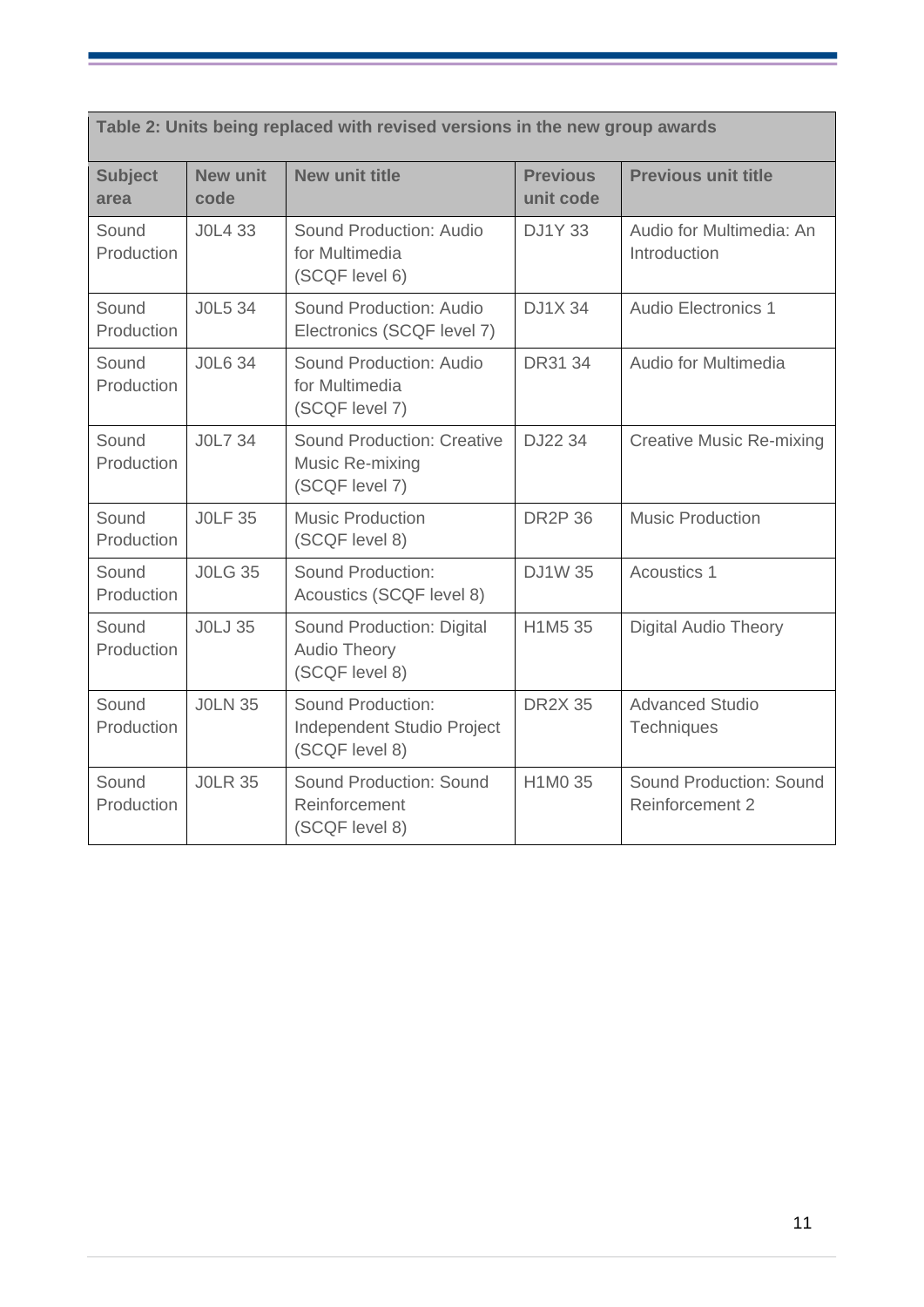| Table 2: Units being replaced with revised versions in the new group awards | | | | |
|---|---|---|---|---|
| **Subject area** | **New unit code** | **New unit title** | **Previous unit code** | **Previous unit title** |
| Sound Production | J0L4 33 | Sound Production: Audio for Multimedia (SCQF level 6) | DJ1Y 33 | Audio for Multimedia: An Introduction |
| Sound Production | J0L5 34 | Sound Production: Audio Electronics (SCQF level 7) | DJ1X 34 | Audio Electronics 1 |
| Sound Production | J0L6 34 | Sound Production: Audio for Multimedia (SCQF level 7) | DR31 34 | Audio for Multimedia |
| Sound Production | J0L7 34 | Sound Production: Creative Music Re-mixing (SCQF level 7) | DJ22 34 | Creative Music Re-mixing |
| Sound Production | J0LF 35 | Music Production (SCQF level 8) | DR2P 36 | Music Production |
| Sound Production | J0LG 35 | Sound Production: Acoustics (SCQF level 8) | DJ1W 35 | Acoustics 1 |
| Sound Production | J0LJ 35 | Sound Production: Digital Audio Theory (SCQF level 8) | H1M5 35 | Digital Audio Theory |
| Sound Production | J0LN 35 | Sound Production: Independent Studio Project (SCQF level 8) | DR2X 35 | Advanced Studio Techniques |
| Sound Production | J0LR 35 | Sound Production: Sound Reinforcement (SCQF level 8) | H1M0 35 | Sound Production: Sound Reinforcement 2 |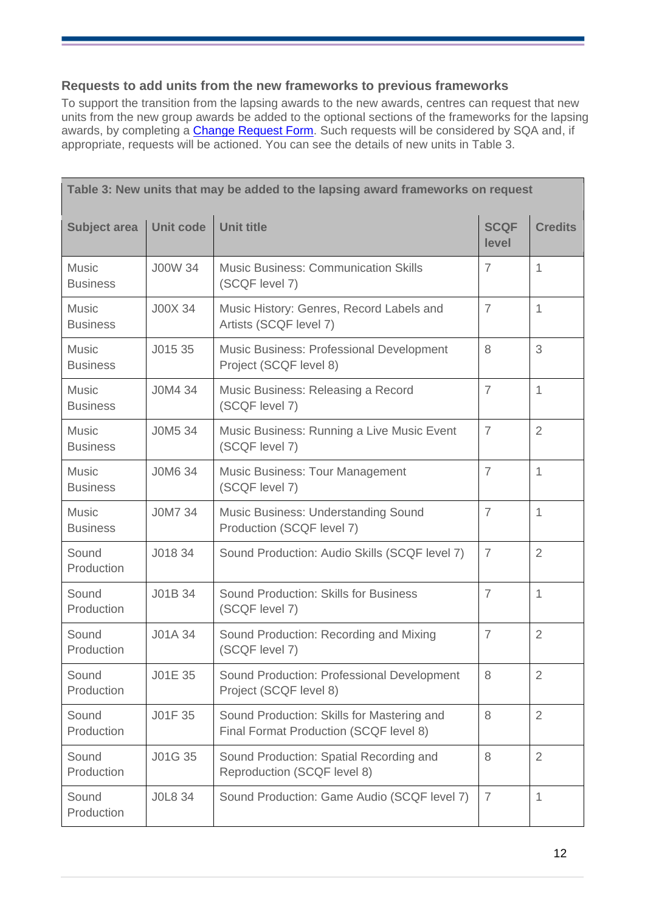### Requests to add units from the new frameworks to previous frameworks

To support the transition from the lapsing awards to the new awards, centres can request that new units from the new group awards be added to the optional sections of the frameworks for the lapsing awards, by completing a [Change Request Form](). Such requests will be considered by SQA and, if appropriate, requests will be actioned. You can see the details of new units in Table 3.

**Table 3: New units that may be added to the lapsing award frameworks on request**

| Subject area | Unit code | Unit title | SCQF level | Credits |
|---|---|---|---|---|
| Music Business | J00W 34 | Music Business: Communication Skills (SCQF level 7) | 7 | 1 |
| Music Business | J00X 34 | Music History: Genres, Record Labels and Artists (SCQF level 7) | 7 | 1 |
| Music Business | J015 35 | Music Business: Professional Development Project (SCQF level 8) | 8 | 3 |
| Music Business | J0M4 34 | Music Business: Releasing a Record (SCQF level 7) | 7 | 1 |
| Music Business | J0M5 34 | Music Business: Running a Live Music Event (SCQF level 7) | 7 | 2 |
| Music Business | J0M6 34 | Music Business: Tour Management (SCQF level 7) | 7 | 1 |
| Music Business | J0M7 34 | Music Business: Understanding Sound Production (SCQF level 7) | 7 | 1 |
| Sound Production | J018 34 | Sound Production: Audio Skills (SCQF level 7) | 7 | 2 |
| Sound Production | J01B 34 | Sound Production: Skills for Business (SCQF level 7) | 7 | 1 |
| Sound Production | J01A 34 | Sound Production: Recording and Mixing (SCQF level 7) | 7 | 2 |
| Sound Production | J01E 35 | Sound Production: Professional Development Project (SCQF level 8) | 8 | 2 |
| Sound Production | J01F 35 | Sound Production: Skills for Mastering and Final Format Production (SCQF level 8) | 8 | 2 |
| Sound Production | J01G 35 | Sound Production: Spatial Recording and Reproduction (SCQF level 8) | 8 | 2 |
| Sound Production | J0L8 34 | Sound Production: Game Audio (SCQF level 7) | 7 | 1 |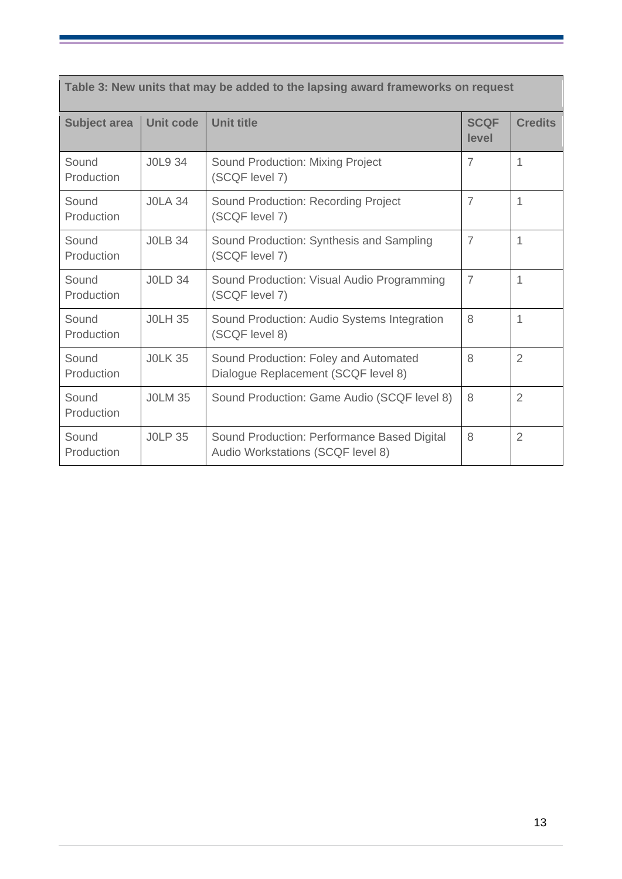| Table 3: New units that may be added to the lapsing award frameworks on request | | | | |
|---|---|---|---|---|
| **Subject area** | **Unit code** | **Unit title** | **SCQF level** | **Credits** |
| Sound Production | J0L9 34 | Sound Production: Mixing Project (SCQF level 7) | 7 | 1 |
| Sound Production | J0LA 34 | Sound Production: Recording Project (SCQF level 7) | 7 | 1 |
| Sound Production | J0LB 34 | Sound Production: Synthesis and Sampling (SCQF level 7) | 7 | 1 |
| Sound Production | J0LD 34 | Sound Production: Visual Audio Programming (SCQF level 7) | 7 | 1 |
| Sound Production | J0LH 35 | Sound Production: Audio Systems Integration (SCQF level 8) | 8 | 1 |
| Sound Production | J0LK 35 | Sound Production: Foley and Automated Dialogue Replacement (SCQF level 8) | 8 | 2 |
| Sound Production | J0LM 35 | Sound Production: Game Audio (SCQF level 8) | 8 | 2 |
| Sound Production | J0LP 35 | Sound Production: Performance Based Digital Audio Workstations (SCQF level 8) | 8 | 2 |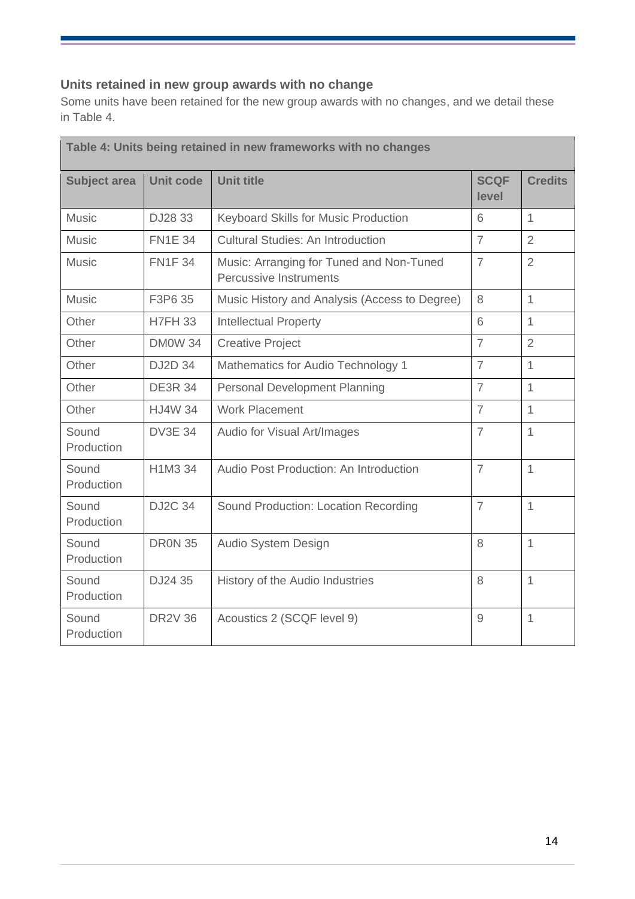### Units retained in new group awards with no change

Some units have been retained for the new group awards with no changes, and we detail these in Table 4.

**Table 4: Units being retained in new frameworks with no changes**

| Subject area | Unit code | Unit title | SCQF level | Credits |
|---|---|---|---|---|
| Music | DJ28 33 | Keyboard Skills for Music Production | 6 | 1 |
| Music | FN1E 34 | Cultural Studies: An Introduction | 7 | 2 |
| Music | FN1F 34 | Music: Arranging for Tuned and Non-Tuned Percussive Instruments | 7 | 2 |
| Music | F3P6 35 | Music History and Analysis (Access to Degree) | 8 | 1 |
| Other | H7FH 33 | Intellectual Property | 6 | 1 |
| Other | DM0W 34 | Creative Project | 7 | 2 |
| Other | DJ2D 34 | Mathematics for Audio Technology 1 | 7 | 1 |
| Other | DE3R 34 | Personal Development Planning | 7 | 1 |
| Other | HJ4W 34 | Work Placement | 7 | 1 |
| Sound Production | DV3E 34 | Audio for Visual Art/Images | 7 | 1 |
| Sound Production | H1M3 34 | Audio Post Production: An Introduction | 7 | 1 |
| Sound Production | DJ2C 34 | Sound Production: Location Recording | 7 | 1 |
| Sound Production | DR0N 35 | Audio System Design | 8 | 1 |
| Sound Production | DJ24 35 | History of the Audio Industries | 8 | 1 |
| Sound Production | DR2V 36 | Acoustics 2 (SCQF level 9) | 9 | 1 |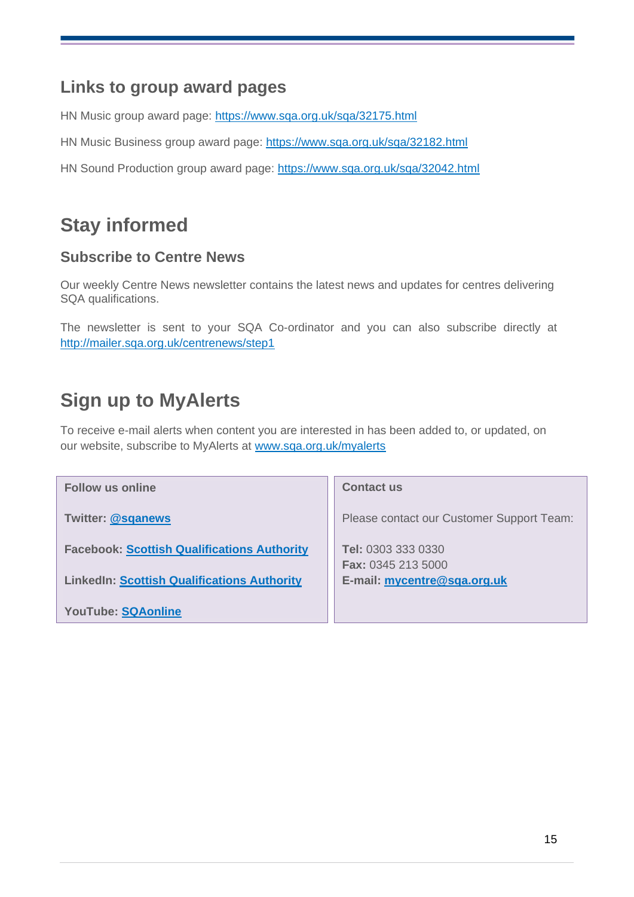## Links to group award pages

HN Music group award page: https://www.sqa.org.uk/sqa/32175.html

HN Music Business group award page: https://www.sqa.org.uk/sqa/32182.html

HN Sound Production group award page: https://www.sqa.org.uk/sqa/32042.html

## Stay informed

### Subscribe to Centre News

Our weekly Centre News newsletter contains the latest news and updates for centres delivering SQA qualifications.

The newsletter is sent to your SQA Co-ordinator and you can also subscribe directly at http://mailer.sqa.org.uk/centrenews/step1

## Sign up to MyAlerts

To receive e-mail alerts when content you are interested in has been added to, or updated, on our website, subscribe to MyAlerts at www.sqa.org.uk/myalerts

**Follow us online**

**Twitter:** **@sqanews**

**Facebook:** **Scottish Qualifications Authority**

**LinkedIn:** **Scottish Qualifications Authority**

**YouTube:** **SQAonline**

**Contact us**

Please contact our Customer Support Team:

**Tel:** 0303 333 0330
**Fax:** 0345 213 5000
**E-mail:** **mycentre@sqa.org.uk**